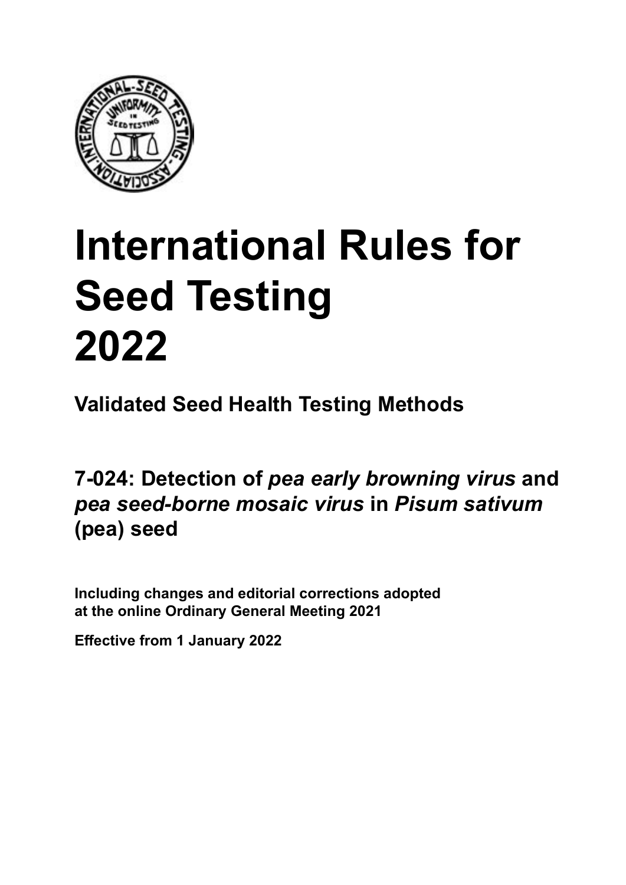# International Rules for Seed Testing 2022

## Validated Seed Health Testing Methods

## 7-024: Detection of *pea early browning virus* and *pea seed-borne mosaic virus* in *Pisum sativum* (pea) seed

**Including changes and editorial corrections adopted at the online Ordinary General Meeting 2021**

**Effective from 1 January 2022**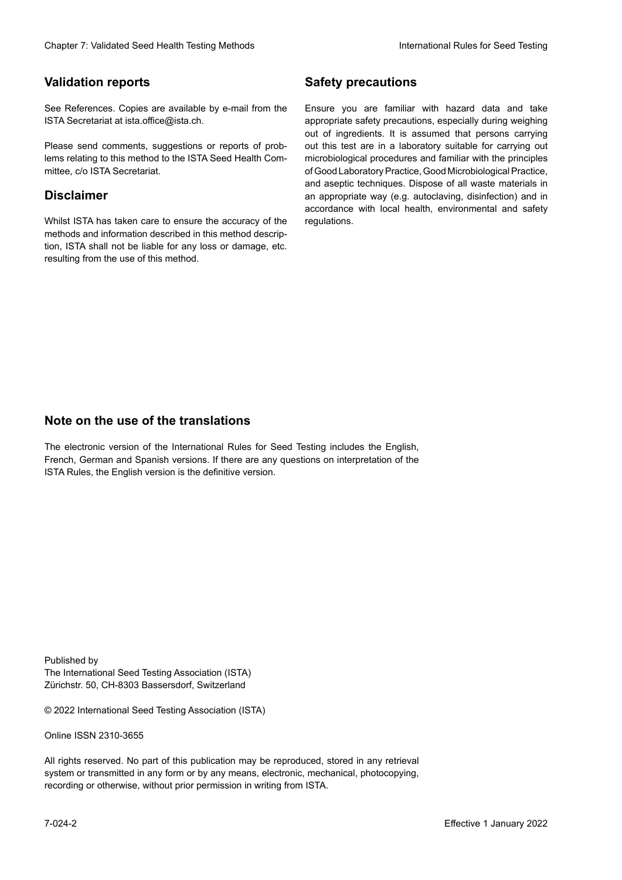## Validation reports

See References. Copies are available by e-mail from the ISTA Secretariat at ista.office@ista.ch.

Please send comments, suggestions or reports of problems relating to this method to the ISTA Seed Health Committee, c/o ISTA Secretariat.

## Disclaimer

Whilst ISTA has taken care to ensure the accuracy of the methods and information described in this method description, ISTA shall not be liable for any loss or damage, etc. resulting from the use of this method.

## Safety precautions

Ensure you are familiar with hazard data and take appropriate safety precautions, especially during weighing out of ingredients. It is assumed that persons carrying out this test are in a laboratory suitable for carrying out microbiological procedures and familiar with the principles of Good Laboratory Practice, Good Microbiological Practice, and aseptic techniques. Dispose of all waste materials in an appropriate way (e.g. autoclaving, disinfection) and in accordance with local health, environmental and safety regulations.

## Note on the use of the translations

The electronic version of the International Rules for Seed Testing includes the English, French, German and Spanish versions. If there are any questions on interpretation of the ISTA Rules, the English version is the definitive version.

Published by
The International Seed Testing Association (ISTA)
Zürichstr. 50, CH-8303 Bassersdorf, Switzerland

© 2022 International Seed Testing Association (ISTA)

Online ISSN 2310-3655

All rights reserved. No part of this publication may be reproduced, stored in any retrieval system or transmitted in any form or by any means, electronic, mechanical, photocopying, recording or otherwise, without prior permission in writing from ISTA.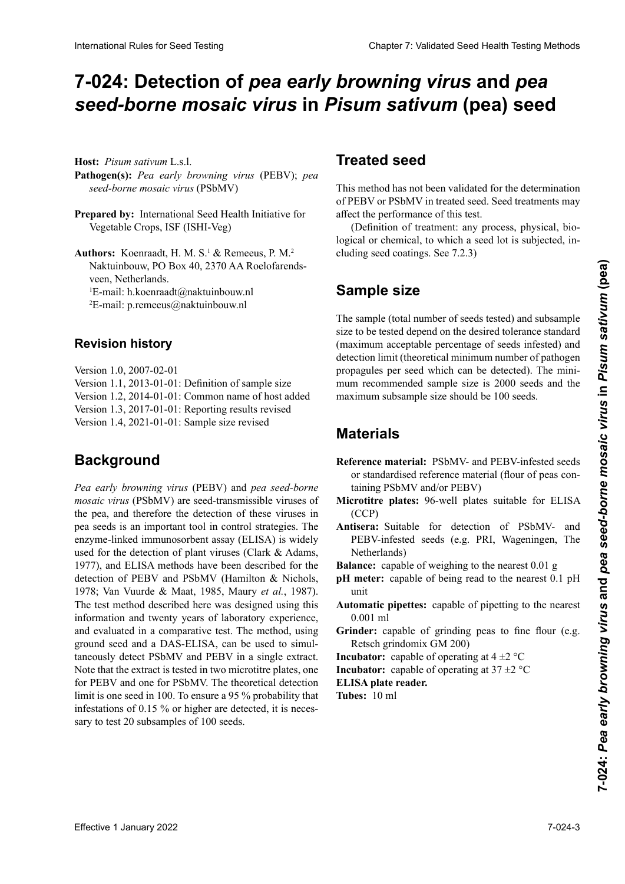# 7-024: Detection of *pea early browning virus* and *pea seed-borne mosaic virus* in *Pisum sativum* (pea) seed

**Host:** *Pisum sativum* L.s.l.

**Pathogen(s):** *Pea early browning virus* (PEBV); *pea seed-borne mosaic virus* (PSbMV)

**Prepared by:** International Seed Health Initiative for Vegetable Crops, ISF (ISHI-Veg)

**Authors:** Koenraadt, H. M. S.[1] & Remeeus, P. M.[2]
Naktuinbouw, PO Box 40, 2370 AA Roelofarendsveen, Netherlands.
[1]E-mail: h.koenraadt@naktuinbouw.nl
[2]E-mail: p.remeeus@naktuinbouw.nl

## Revision history

Version 1.0, 2007-02-01
Version 1.1, 2013-01-01: Definition of sample size
Version 1.2, 2014-01-01: Common name of host added
Version 1.3, 2017-01-01: Reporting results revised
Version 1.4, 2021-01-01: Sample size revised

## Background

*Pea early browning virus* (PEBV) and *pea seed-borne mosaic virus* (PSbMV) are seed-transmissible viruses of the pea, and therefore the detection of these viruses in pea seeds is an important tool in control strategies. The enzyme-linked immunosorbent assay (ELISA) is widely used for the detection of plant viruses (Clark & Adams, 1977), and ELISA methods have been described for the detection of PEBV and PSbMV (Hamilton & Nichols, 1978; Van Vuurde & Maat, 1985, Maury *et al.*, 1987). The test method described here was designed using this information and twenty years of laboratory experience, and evaluated in a comparative test. The method, using ground seed and a DAS-ELISA, can be used to simultaneously detect PSbMV and PEBV in a single extract. Note that the extract is tested in two microtitre plates, one for PEBV and one for PSbMV. The theoretical detection limit is one seed in 100. To ensure a 95 % probability that infestations of 0.15 % or higher are detected, it is necessary to test 20 subsamples of 100 seeds.

## Treated seed

This method has not been validated for the determination of PEBV or PSbMV in treated seed. Seed treatments may affect the performance of this test.

(Definition of treatment: any process, physical, biological or chemical, to which a seed lot is subjected, including seed coatings. See 7.2.3)

## Sample size

The sample (total number of seeds tested) and subsample size to be tested depend on the desired tolerance standard (maximum acceptable percentage of seeds infested) and detection limit (theoretical minimum number of pathogen propagules per seed which can be detected). The minimum recommended sample size is 2000 seeds and the maximum subsample size should be 100 seeds.

## Materials

**Reference material:** PSbMV- and PEBV-infested seeds or standardised reference material (flour of peas containing PSbMV and/or PEBV)

**Microtitre plates:** 96-well plates suitable for ELISA (CCP)

**Antisera:** Suitable for detection of PSbMV- and PEBV-infested seeds (e.g. PRI, Wageningen, The Netherlands)

**Balance:** capable of weighing to the nearest 0.01 g

**pH meter:** capable of being read to the nearest 0.1 pH unit

**Automatic pipettes:** capable of pipetting to the nearest 0.001 ml

**Grinder:** capable of grinding peas to fine flour (e.g. Retsch grindomix GM 200)

**Incubator:** capable of operating at 4 ±2 °C

**Incubator:** capable of operating at 37 ±2 °C

**ELISA plate reader.**

**Tubes:** 10 ml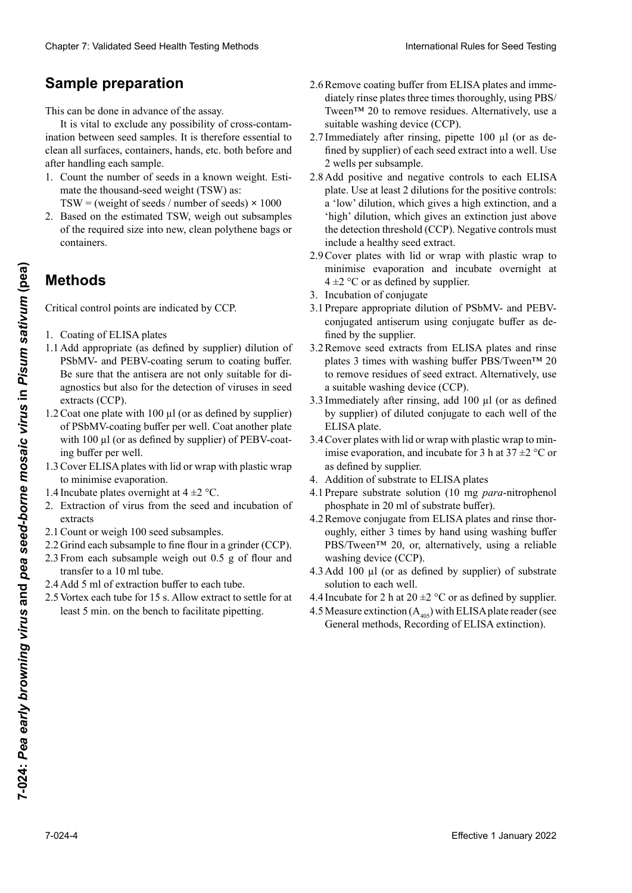## Sample preparation

This can be done in advance of the assay.

It is vital to exclude any possibility of cross-contamination between seed samples. It is therefore essential to clean all surfaces, containers, hands, etc. both before and after handling each sample.

1. Count the number of seeds in a known weight. Estimate the thousand-seed weight (TSW) as:
   TSW = (weight of seeds / number of seeds) × 1000
2. Based on the estimated TSW, weigh out subsamples of the required size into new, clean polythene bags or containers.

## Methods

Critical control points are indicated by CCP.

1. Coating of ELISA plates

1.1 Add appropriate (as defined by supplier) dilution of PSbMV- and PEBV-coating serum to coating buffer. Be sure that the antisera are not only suitable for diagnostics but also for the detection of viruses in seed extracts (CCP).

1.2 Coat one plate with 100 µl (or as defined by supplier) of PSbMV-coating buffer per well. Coat another plate with 100 µl (or as defined by supplier) of PEBV-coating buffer per well.

1.3 Cover ELISA plates with lid or wrap with plastic wrap to minimise evaporation.

1.4 Incubate plates overnight at 4 ±2 °C.

2. Extraction of virus from the seed and incubation of extracts

2.1 Count or weigh 100 seed subsamples.

2.2 Grind each subsample to fine flour in a grinder (CCP).

2.3 From each subsample weigh out 0.5 g of flour and transfer to a 10 ml tube.

2.4 Add 5 ml of extraction buffer to each tube.

2.5 Vortex each tube for 15 s. Allow extract to settle for at least 5 min. on the bench to facilitate pipetting.

2.6 Remove coating buffer from ELISA plates and immediately rinse plates three times thoroughly, using PBS/Tween™ 20 to remove residues. Alternatively, use a suitable washing device (CCP).

2.7 Immediately after rinsing, pipette 100 µl (or as defined by supplier) of each seed extract into a well. Use 2 wells per subsample.

2.8 Add positive and negative controls to each ELISA plate. Use at least 2 dilutions for the positive controls: a 'low' dilution, which gives a high extinction, and a 'high' dilution, which gives an extinction just above the detection threshold (CCP). Negative controls must include a healthy seed extract.

2.9 Cover plates with lid or wrap with plastic wrap to minimise evaporation and incubate overnight at 4 ±2 °C or as defined by supplier.

3. Incubation of conjugate

3.1 Prepare appropriate dilution of PSbMV- and PEBV-conjugated antiserum using conjugate buffer as defined by the supplier.

3.2 Remove seed extracts from ELISA plates and rinse plates 3 times with washing buffer PBS/Tween™ 20 to remove residues of seed extract. Alternatively, use a suitable washing device (CCP).

3.3 Immediately after rinsing, add 100 µl (or as defined by supplier) of diluted conjugate to each well of the ELISA plate.

3.4 Cover plates with lid or wrap with plastic wrap to minimise evaporation, and incubate for 3 h at 37 ±2 °C or as defined by supplier.

4. Addition of substrate to ELISA plates

4.1 Prepare substrate solution (10 mg *para*-nitrophenol phosphate in 20 ml of substrate buffer).

4.2 Remove conjugate from ELISA plates and rinse thoroughly, either 3 times by hand using washing buffer PBS/Tween™ 20, or, alternatively, using a reliable washing device (CCP).

4.3 Add 100 µl (or as defined by supplier) of substrate solution to each well.

4.4 Incubate for 2 h at 20 ±2 °C or as defined by supplier.

4.5 Measure extinction ($A_{405}$) with ELISA plate reader (see General methods, Recording of ELISA extinction).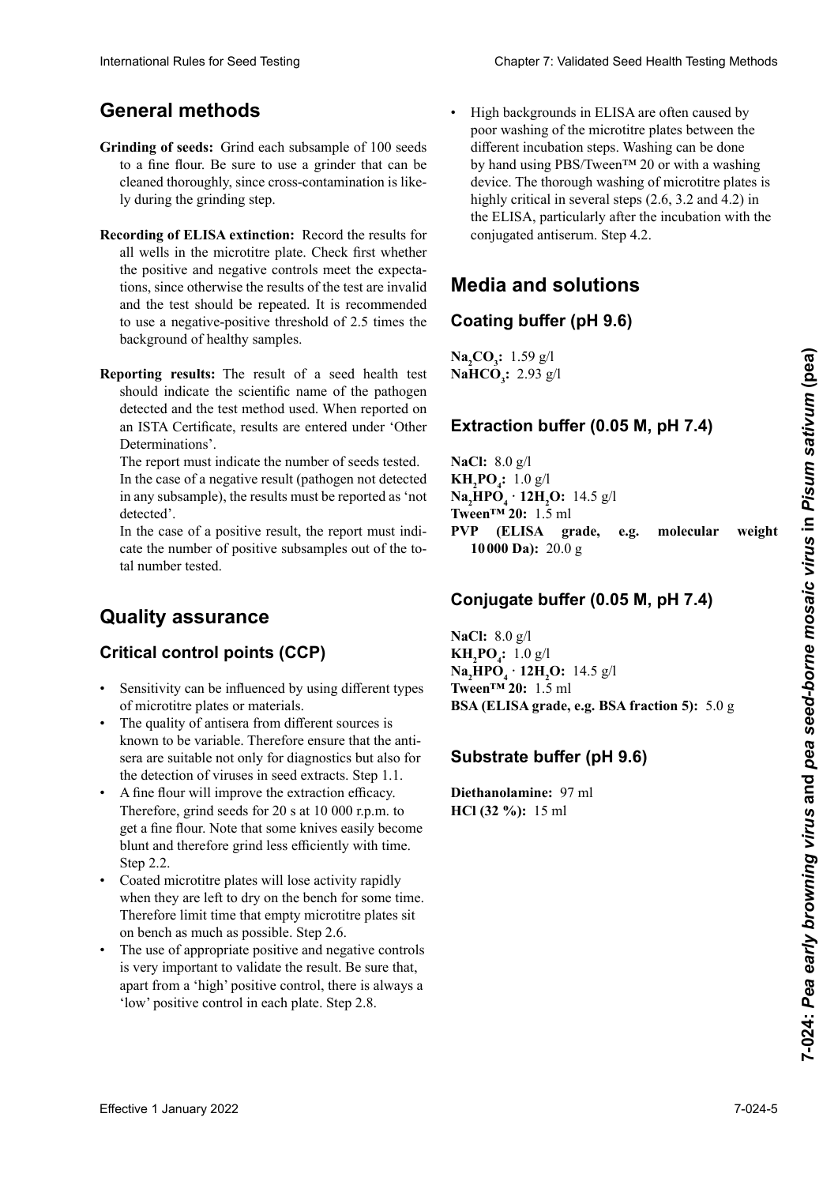## General methods

**Grinding of seeds:** Grind each subsample of 100 seeds to a fine flour. Be sure to use a grinder that can be cleaned thoroughly, since cross-contamination is likely during the grinding step.

**Recording of ELISA extinction:** Record the results for all wells in the microtitre plate. Check first whether the positive and negative controls meet the expectations, since otherwise the results of the test are invalid and the test should be repeated. It is recommended to use a negative-positive threshold of 2.5 times the background of healthy samples.

**Reporting results:** The result of a seed health test should indicate the scientific name of the pathogen detected and the test method used. When reported on an ISTA Certificate, results are entered under 'Other Determinations'.

The report must indicate the number of seeds tested.

In the case of a negative result (pathogen not detected in any subsample), the results must be reported as 'not detected'.

In the case of a positive result, the report must indicate the number of positive subsamples out of the total number tested.

## Quality assurance

### Critical control points (CCP)

- Sensitivity can be influenced by using different types of microtitre plates or materials.
- The quality of antisera from different sources is known to be variable. Therefore ensure that the antisera are suitable not only for diagnostics but also for the detection of viruses in seed extracts. Step 1.1.
- A fine flour will improve the extraction efficacy. Therefore, grind seeds for 20 s at 10 000 r.p.m. to get a fine flour. Note that some knives easily become blunt and therefore grind less efficiently with time. Step 2.2.
- Coated microtitre plates will lose activity rapidly when they are left to dry on the bench for some time. Therefore limit time that empty microtitre plates sit on bench as much as possible. Step 2.6.
- The use of appropriate positive and negative controls is very important to validate the result. Be sure that, apart from a 'high' positive control, there is always a 'low' positive control in each plate. Step 2.8.
- High backgrounds in ELISA are often caused by poor washing of the microtitre plates between the different incubation steps. Washing can be done by hand using PBS/Tween™ 20 or with a washing device. The thorough washing of microtitre plates is highly critical in several steps (2.6, 3.2 and 4.2) in the ELISA, particularly after the incubation with the conjugated antiserum. Step 4.2.

## Media and solutions

### Coating buffer (pH 9.6)

**$Na_2CO_3$:** 1.59 g/l
**$NaHCO_3$:** 2.93 g/l

### Extraction buffer (0.05 M, pH 7.4)

**NaCl:** 8.0 g/l
**$KH_2PO_4$:** 1.0 g/l
**$Na_2HPO_4 \cdot 12H_2O$:** 14.5 g/l
**Tween™ 20:** 1.5 ml
**PVP (ELISA grade, e.g. molecular weight 10 000 Da):** 20.0 g

### Conjugate buffer (0.05 M, pH 7.4)

**NaCl:** 8.0 g/l
**$KH_2PO_4$:** 1.0 g/l
**$Na_2HPO_4 \cdot 12H_2O$:** 14.5 g/l
**Tween™ 20:** 1.5 ml
**BSA (ELISA grade, e.g. BSA fraction 5):** 5.0 g

### Substrate buffer (pH 9.6)

**Diethanolamine:** 97 ml
**HCl (32 %):** 15 ml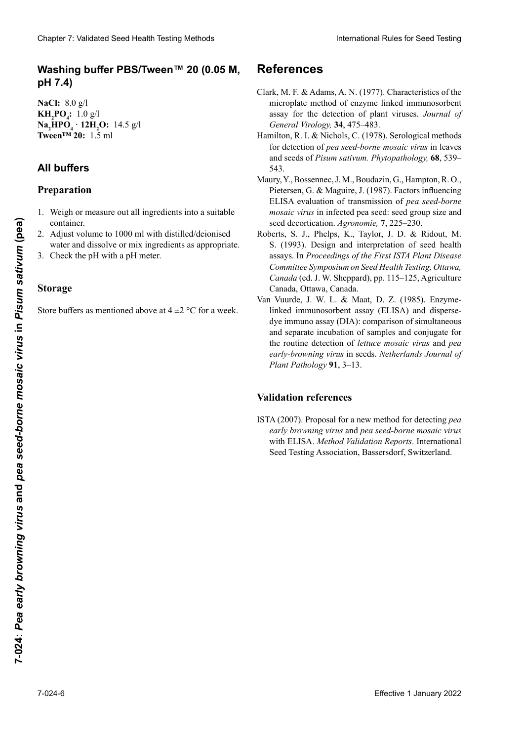## Washing buffer PBS/Tween™ 20 (0.05 M, pH 7.4)

**NaCl:** 8.0 g/l
**$KH_2PO_4$:** 1.0 g/l
**$Na_2HPO_4 \cdot 12H_2O$:** 14.5 g/l
**Tween™ 20:** 1.5 ml

## All buffers

### Preparation

1. Weigh or measure out all ingredients into a suitable container.
2. Adjust volume to 1000 ml with distilled/deionised water and dissolve or mix ingredients as appropriate.
3. Check the pH with a pH meter.

### Storage

Store buffers as mentioned above at 4 ±2 °C for a week.

## References

Clark, M. F. & Adams, A. N. (1977). Characteristics of the microplate method of enzyme linked immunosorbent assay for the detection of plant viruses. *Journal of General Virology,* **34**, 475–483.

Hamilton, R. I. & Nichols, C. (1978). Serological methods for detection of *pea seed-borne mosaic virus* in leaves and seeds of *Pisum sativum. Phytopathology,* **68**, 539–543.

Maury, Y., Bossennec, J. M., Boudazin, G., Hampton, R. O., Pietersen, G. & Maguire, J. (1987). Factors influencing ELISA evaluation of transmission of *pea seed-borne mosaic virus* in infected pea seed: seed group size and seed decortication. *Agronomie,* **7**, 225–230.

Roberts, S. J., Phelps, K., Taylor, J. D. & Ridout, M. S. (1993). Design and interpretation of seed health assays. In *Proceedings of the First ISTA Plant Disease Committee Symposium on Seed Health Testing, Ottawa, Canada* (ed. J. W. Sheppard), pp. 115–125, Agriculture Canada, Ottawa, Canada.

Van Vuurde, J. W. L. & Maat, D. Z. (1985). Enzyme-linked immunosorbent assay (ELISA) and disperse-dye immuno assay (DIA): comparison of simultaneous and separate incubation of samples and conjugate for the routine detection of *lettuce mosaic virus* and *pea early-browning virus* in seeds. *Netherlands Journal of Plant Pathology* **91**, 3–13.

### Validation references

ISTA (2007). Proposal for a new method for detecting *pea early browning virus* and *pea seed-borne mosaic virus* with ELISA. *Method Validation Reports*. International Seed Testing Association, Bassersdorf, Switzerland.